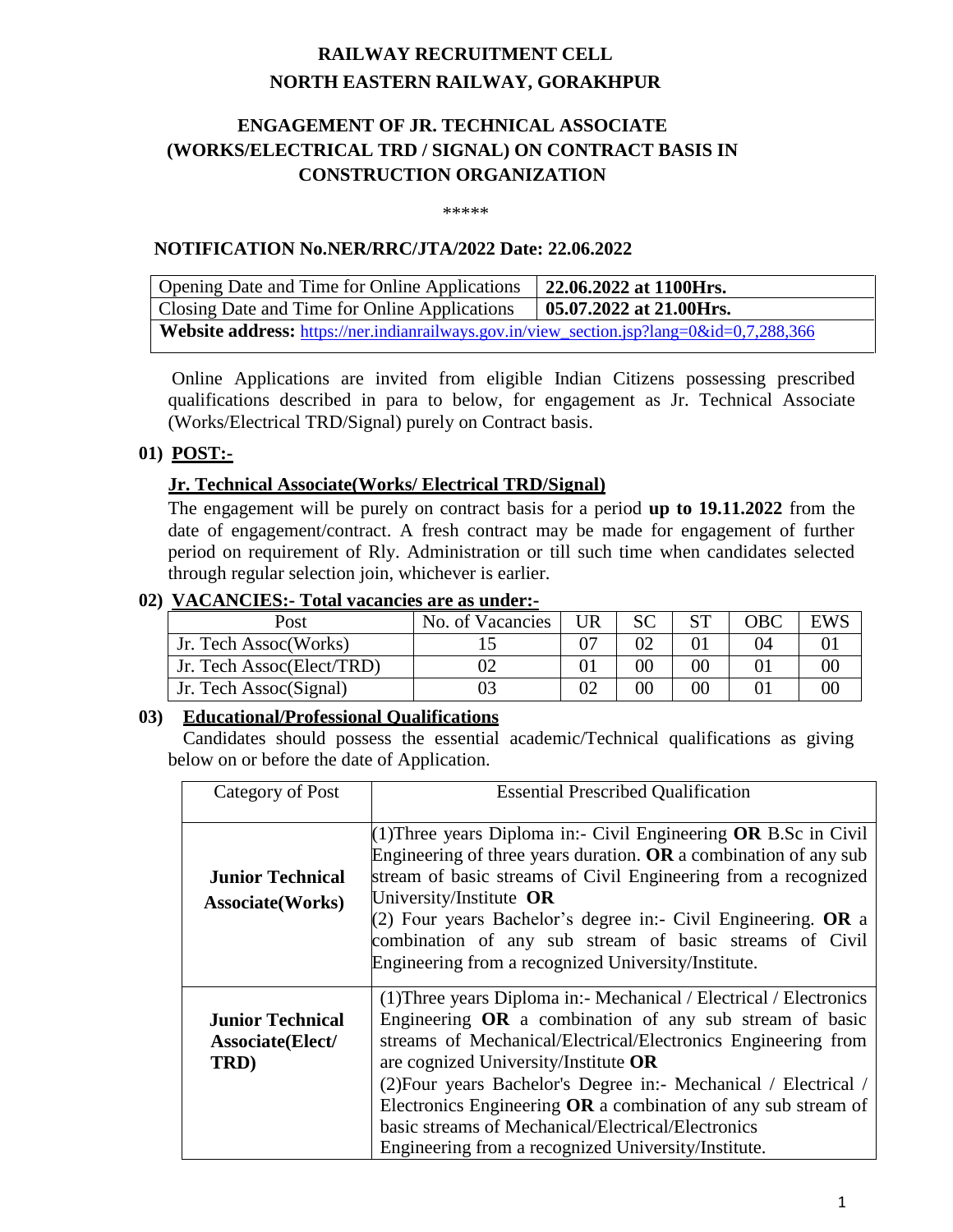# RAILWAY RECRUITMENT CELL

# NORTH EASTERN RAILWAY, GORAKHPUR

## ENGAGEMENT OF JR. TECHNICAL ASSOCIATE (WORKS/ELECTRICAL TRD / SIGNAL) ON CONTRACT BASIS IN CONSTRUCTION ORGANIZATION

*****

**NOTIFICATION No.NER/RRC/JTA/2022 Date: 22.06.2022**

| Opening Date and Time for Online Applications | **22.06.2022 at 1100Hrs.** |
|---|---|
| Closing Date and Time for Online Applications | **05.07.2022 at 21.00Hrs.** |
| **Website address:** https://ner.indianrailways.gov.in/view_section.jsp?lang=0&id=0,7,288,366 | |

Online Applications are invited from eligible Indian Citizens possessing prescribed qualifications described in para to below, for engagement as Jr. Technical Associate (Works/Electrical TRD/Signal) purely on Contract basis.

**01) POST:-**

**Jr. Technical Associate(Works/ Electrical TRD/Signal)**

The engagement will be purely on contract basis for a period **up to 19.11.2022** from the date of engagement/contract. A fresh contract may be made for engagement of further period on requirement of Rly. Administration or till such time when candidates selected through regular selection join, whichever is earlier.

**02) VACANCIES:- Total vacancies are as under:-**

| Post | No. of Vacancies | UR | SC | ST | OBC | EWS |
|---|---|---|---|---|---|---|
| Jr. Tech Assoc(Works) | 15 | 07 | 02 | 01 | 04 | 01 |
| Jr. Tech Assoc(Elect/TRD) | 02 | 01 | 00 | 00 | 01 | 00 |
| Jr. Tech Assoc(Signal) | 03 | 02 | 00 | 00 | 01 | 00 |

**03) Educational/Professional Qualifications**

Candidates should possess the essential academic/Technical qualifications as giving below on or before the date of Application.

| Category of Post | Essential Prescribed Qualification |
|---|---|
| **Junior Technical Associate(Works)** | (1)Three years Diploma in:- Civil Engineering **OR** B.Sc in Civil Engineering of three years duration. **OR** a combination of any sub stream of basic streams of Civil Engineering from a recognized University/Institute **OR**<br>(2) Four years Bachelor's degree in:- Civil Engineering. **OR** a combination of any sub stream of basic streams of Civil Engineering from a recognized University/Institute. |
| **Junior Technical Associate(Elect/ TRD)** | (1)Three years Diploma in:- Mechanical / Electrical / Electronics Engineering **OR** a combination of any sub stream of basic streams of Mechanical/Electrical/Electronics Engineering from are cognized University/Institute **OR**<br>(2)Four years Bachelor's Degree in:- Mechanical / Electrical / Electronics Engineering **OR** a combination of any sub stream of basic streams of Mechanical/Electrical/Electronics Engineering from a recognized University/Institute. |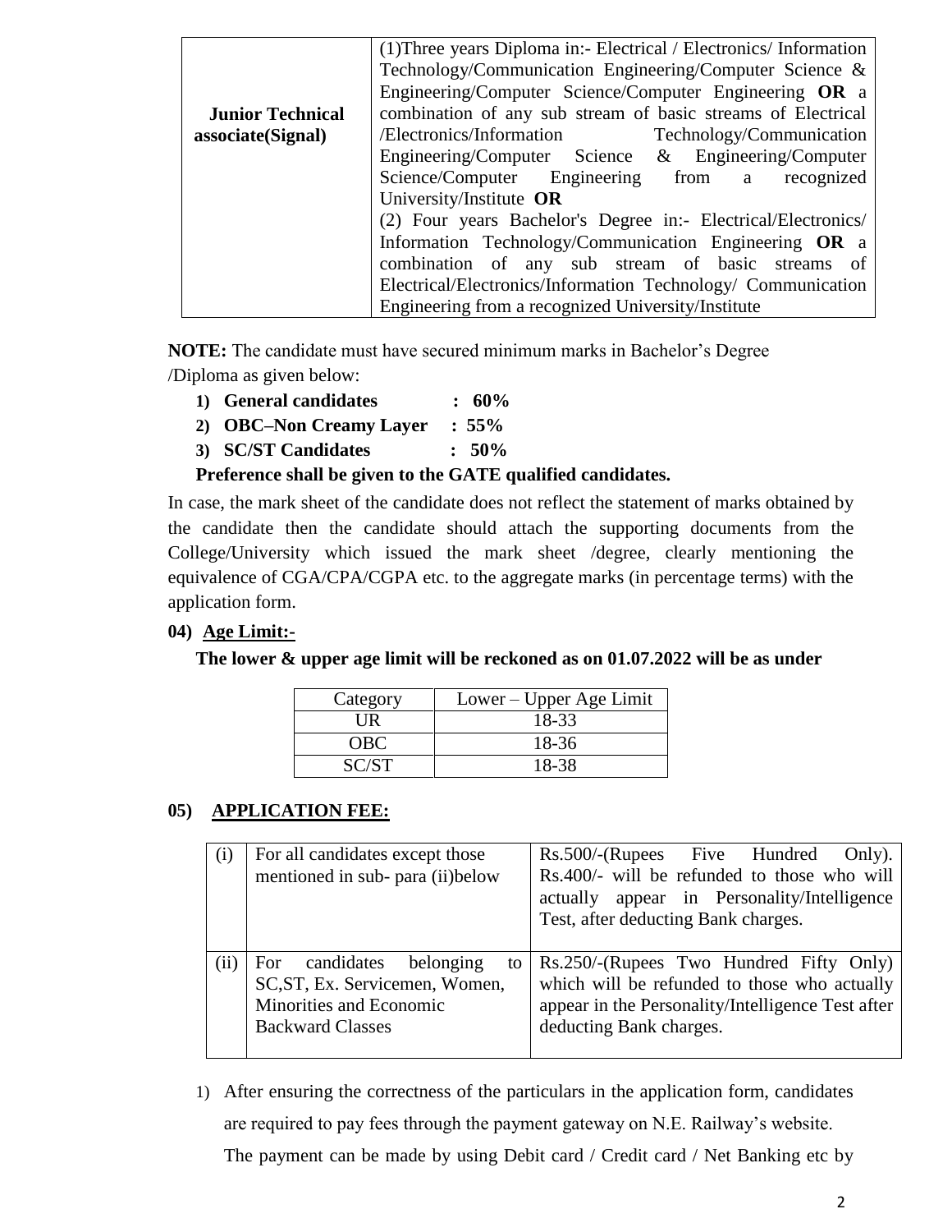| **Junior Technical associate(Signal)** | (1)Three years Diploma in:- Electrical / Electronics/ Information Technology/Communication Engineering/Computer Science & Engineering/Computer Science/Computer Engineering **OR** a combination of any sub stream of basic streams of Electrical /Electronics/Information Technology/Communication Engineering/Computer Science & Engineering/Computer Science/Computer Engineering from a recognized University/Institute **OR**<br>(2) Four years Bachelor's Degree in:- Electrical/Electronics/ Information Technology/Communication Engineering **OR** a combination of any sub stream of basic streams of Electrical/Electronics/Information Technology/ Communication Engineering from a recognized University/Institute |
|---|---|

**NOTE:** The candidate must have secured minimum marks in Bachelor's Degree /Diploma as given below:

1) **General candidates : 60%**
2) **OBC–Non Creamy Layer : 55%**
3) **SC/ST Candidates : 50%**

**Preference shall be given to the GATE qualified candidates.**

In case, the mark sheet of the candidate does not reflect the statement of marks obtained by the candidate then the candidate should attach the supporting documents from the College/University which issued the mark sheet /degree, clearly mentioning the equivalence of CGA/CPA/CGPA etc. to the aggregate marks (in percentage terms) with the application form.

**04) Age Limit:-**

**The lower & upper age limit will be reckoned as on 01.07.2022 will be as under**

| Category | Lower – Upper Age Limit |
|---|---|
| UR | 18-33 |
| OBC | 18-36 |
| SC/ST | 18-38 |

**05) APPLICATION FEE:**

| (i) | For all candidates except those mentioned in sub- para (ii)below | Rs.500/-(Rupees Five Hundred Only). Rs.400/- will be refunded to those who will actually appear in Personality/Intelligence Test, after deducting Bank charges. |
|---|---|---|
| (ii) | For candidates belonging to SC,ST, Ex. Servicemen, Women, Minorities and Economic Backward Classes | Rs.250/-(Rupees Two Hundred Fifty Only) which will be refunded to those who actually appear in the Personality/Intelligence Test after deducting Bank charges. |

1) After ensuring the correctness of the particulars in the application form, candidates are required to pay fees through the payment gateway on N.E. Railway's website. The payment can be made by using Debit card / Credit card / Net Banking etc by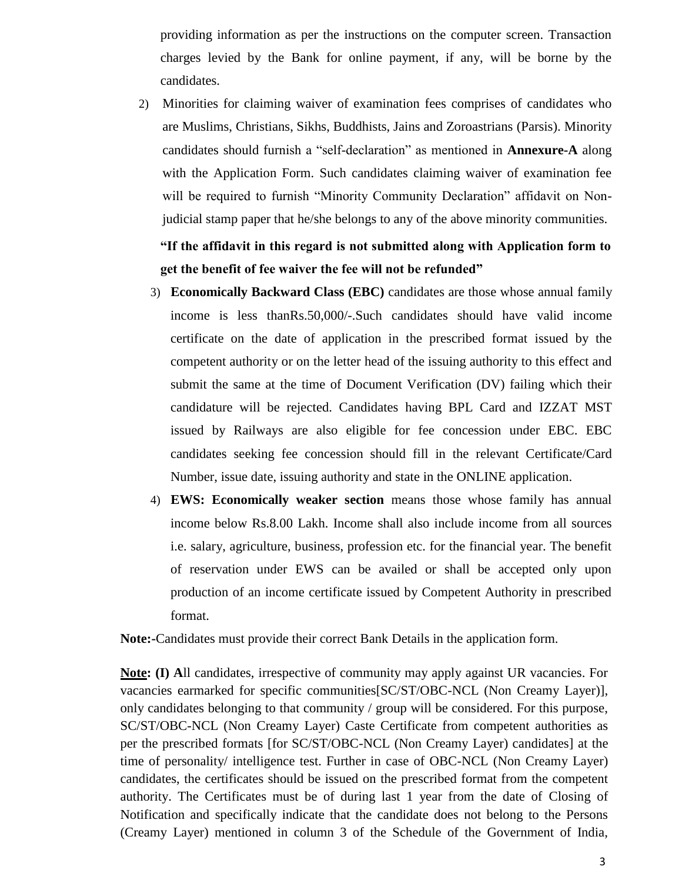providing information as per the instructions on the computer screen. Transaction charges levied by the Bank for online payment, if any, will be borne by the candidates.

2) Minorities for claiming waiver of examination fees comprises of candidates who are Muslims, Christians, Sikhs, Buddhists, Jains and Zoroastrians (Parsis). Minority candidates should furnish a "self-declaration" as mentioned in **Annexure-A** along with the Application Form. Such candidates claiming waiver of examination fee will be required to furnish "Minority Community Declaration" affidavit on Non-judicial stamp paper that he/she belongs to any of the above minority communities.

   **"If the affidavit in this regard is not submitted along with Application form to get the benefit of fee waiver the fee will not be refunded"**

3) **Economically Backward Class (EBC)** candidates are those whose annual family income is less thanRs.50,000/-.Such candidates should have valid income certificate on the date of application in the prescribed format issued by the competent authority or on the letter head of the issuing authority to this effect and submit the same at the time of Document Verification (DV) failing which their candidature will be rejected. Candidates having BPL Card and IZZAT MST issued by Railways are also eligible for fee concession under EBC. EBC candidates seeking fee concession should fill in the relevant Certificate/Card Number, issue date, issuing authority and state in the ONLINE application.

4) **EWS: Economically weaker section** means those whose family has annual income below Rs.8.00 Lakh. Income shall also include income from all sources i.e. salary, agriculture, business, profession etc. for the financial year. The benefit of reservation under EWS can be availed or shall be accepted only upon production of an income certificate issued by Competent Authority in prescribed format.

**Note:-**Candidates must provide their correct Bank Details in the application form.

**Note: (I) A**ll candidates, irrespective of community may apply against UR vacancies. For vacancies earmarked for specific communities[SC/ST/OBC-NCL (Non Creamy Layer)], only candidates belonging to that community / group will be considered. For this purpose, SC/ST/OBC-NCL (Non Creamy Layer) Caste Certificate from competent authorities as per the prescribed formats [for SC/ST/OBC-NCL (Non Creamy Layer) candidates] at the time of personality/ intelligence test. Further in case of OBC-NCL (Non Creamy Layer) candidates, the certificates should be issued on the prescribed format from the competent authority. The Certificates must be of during last 1 year from the date of Closing of Notification and specifically indicate that the candidate does not belong to the Persons (Creamy Layer) mentioned in column 3 of the Schedule of the Government of India,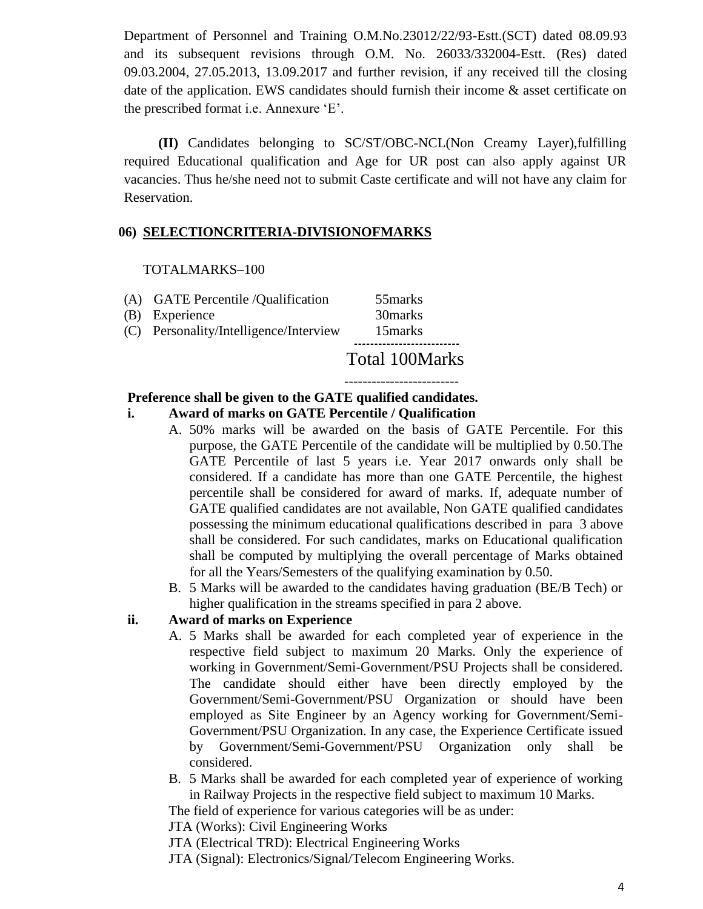Department of Personnel and Training O.M.No.23012/22/93-Estt.(SCT) dated 08.09.93 and its subsequent revisions through O.M. No. 26033/332004-Estt. (Res) dated 09.03.2004, 27.05.2013, 13.09.2017 and further revision, if any received till the closing date of the application. EWS candidates should furnish their income & asset certificate on the prescribed format i.e. Annexure 'E'.

**(II)** Candidates belonging to SC/ST/OBC-NCL(Non Creamy Layer),fulfilling required Educational qualification and Age for UR post can also apply against UR vacancies. Thus he/she need not to submit Caste certificate and will not have any claim for Reservation.

**06) SELECTIONCRITERIA-DIVISIONOFMARKS**

TOTALMARKS–100

| | | |
|---|---|---|
| (A) | GATE Percentile /Qualification | 55marks |
| (B) | Experience | 30marks |
| (C) | Personality/Intelligence/Interview | 15marks |
| | | Total 100Marks |

**Preference shall be given to the GATE qualified candidates.**

**i. Award of marks on GATE Percentile / Qualification**

A. 50% marks will be awarded on the basis of GATE Percentile. For this purpose, the GATE Percentile of the candidate will be multiplied by 0.50.The GATE Percentile of last 5 years i.e. Year 2017 onwards only shall be considered. If a candidate has more than one GATE Percentile, the highest percentile shall be considered for award of marks. If, adequate number of GATE qualified candidates are not available, Non GATE qualified candidates possessing the minimum educational qualifications described in para 3 above shall be considered. For such candidates, marks on Educational qualification shall be computed by multiplying the overall percentage of Marks obtained for all the Years/Semesters of the qualifying examination by 0.50.

B. 5 Marks will be awarded to the candidates having graduation (BE/B Tech) or higher qualification in the streams specified in para 2 above.

**ii. Award of marks on Experience**

A. 5 Marks shall be awarded for each completed year of experience in the respective field subject to maximum 20 Marks. Only the experience of working in Government/Semi-Government/PSU Projects shall be considered. The candidate should either have been directly employed by the Government/Semi-Government/PSU Organization or should have been employed as Site Engineer by an Agency working for Government/Semi-Government/PSU Organization. In any case, the Experience Certificate issued by Government/Semi-Government/PSU Organization only shall be considered.

B. 5 Marks shall be awarded for each completed year of experience of working in Railway Projects in the respective field subject to maximum 10 Marks.

The field of experience for various categories will be as under:

JTA (Works): Civil Engineering Works

JTA (Electrical TRD): Electrical Engineering Works

JTA (Signal): Electronics/Signal/Telecom Engineering Works.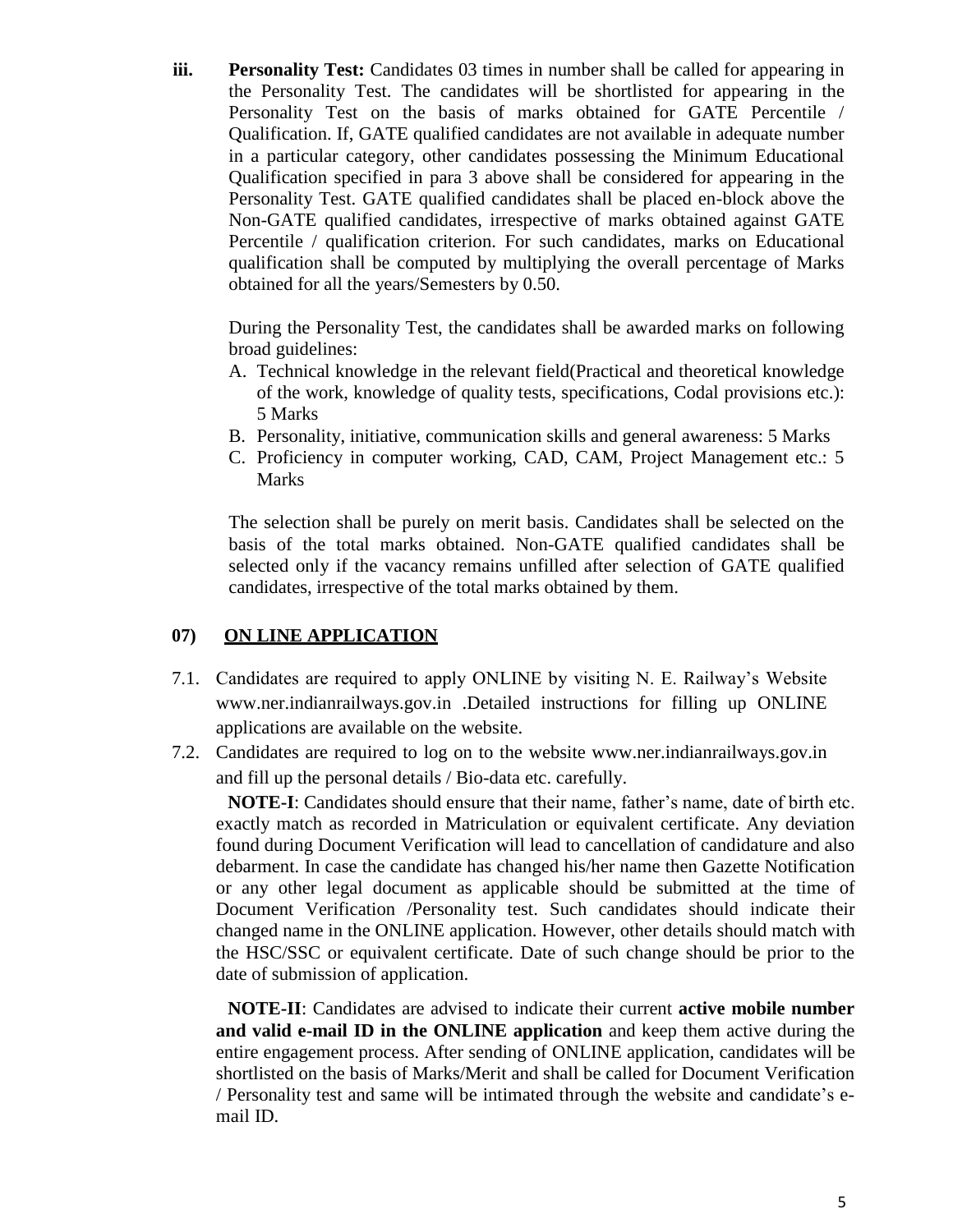iii. **Personality Test:** Candidates 03 times in number shall be called for appearing in the Personality Test. The candidates will be shortlisted for appearing in the Personality Test on the basis of marks obtained for GATE Percentile / Qualification. If, GATE qualified candidates are not available in adequate number in a particular category, other candidates possessing the Minimum Educational Qualification specified in para 3 above shall be considered for appearing in the Personality Test. GATE qualified candidates shall be placed en-block above the Non-GATE qualified candidates, irrespective of marks obtained against GATE Percentile / qualification criterion. For such candidates, marks on Educational qualification shall be computed by multiplying the overall percentage of Marks obtained for all the years/Semesters by 0.50.

During the Personality Test, the candidates shall be awarded marks on following broad guidelines:

A. Technical knowledge in the relevant field(Practical and theoretical knowledge of the work, knowledge of quality tests, specifications, Codal provisions etc.): 5 Marks
B. Personality, initiative, communication skills and general awareness: 5 Marks
C. Proficiency in computer working, CAD, CAM, Project Management etc.: 5 Marks

The selection shall be purely on merit basis. Candidates shall be selected on the basis of the total marks obtained. Non-GATE qualified candidates shall be selected only if the vacancy remains unfilled after selection of GATE qualified candidates, irrespective of the total marks obtained by them.

## 07) ON LINE APPLICATION

7.1. Candidates are required to apply ONLINE by visiting N. E. Railway's Website www.ner.indianrailways.gov.in .Detailed instructions for filling up ONLINE applications are available on the website.

7.2. Candidates are required to log on to the website www.ner.indianrailways.gov.in and fill up the personal details / Bio-data etc. carefully.

**NOTE-I**: Candidates should ensure that their name, father's name, date of birth etc. exactly match as recorded in Matriculation or equivalent certificate. Any deviation found during Document Verification will lead to cancellation of candidature and also debarment. In case the candidate has changed his/her name then Gazette Notification or any other legal document as applicable should be submitted at the time of Document Verification /Personality test. Such candidates should indicate their changed name in the ONLINE application. However, other details should match with the HSC/SSC or equivalent certificate. Date of such change should be prior to the date of submission of application.

**NOTE-II**: Candidates are advised to indicate their current **active mobile number and valid e-mail ID in the ONLINE application** and keep them active during the entire engagement process. After sending of ONLINE application, candidates will be shortlisted on the basis of Marks/Merit and shall be called for Document Verification / Personality test and same will be intimated through the website and candidate's e-mail ID.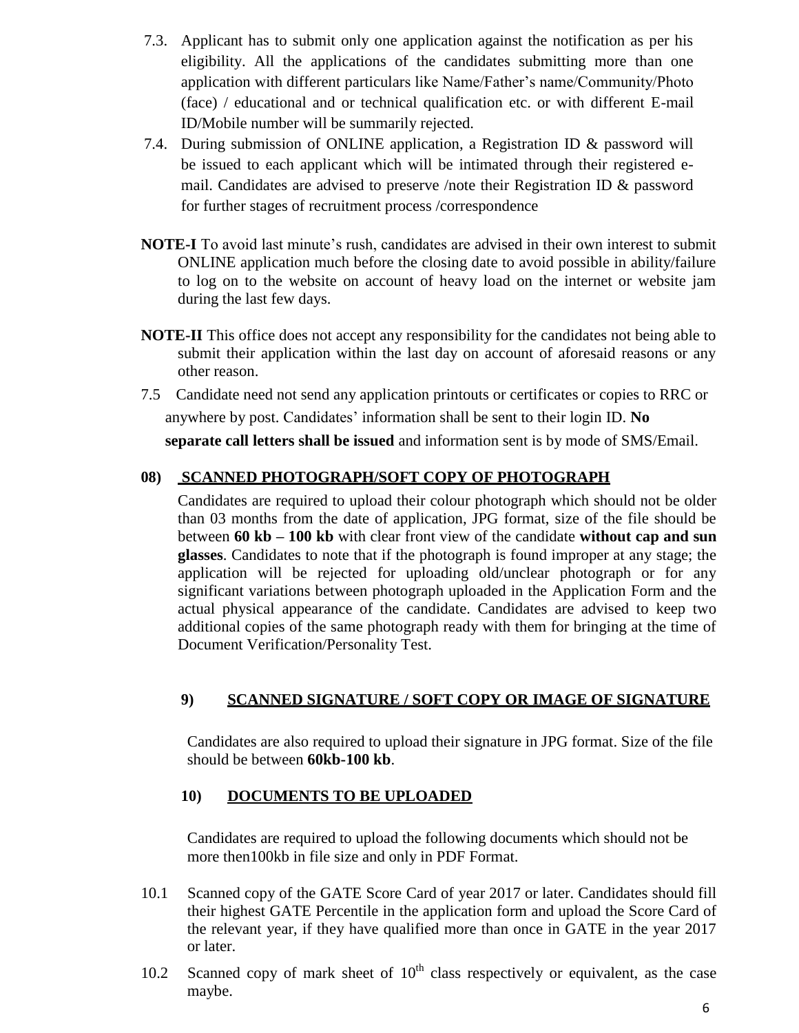7.3. Applicant has to submit only one application against the notification as per his eligibility. All the applications of the candidates submitting more than one application with different particulars like Name/Father's name/Community/Photo (face) / educational and or technical qualification etc. or with different E-mail ID/Mobile number will be summarily rejected.

7.4. During submission of ONLINE application, a Registration ID & password will be issued to each applicant which will be intimated through their registered e-mail. Candidates are advised to preserve /note their Registration ID & password for further stages of recruitment process /correspondence

**NOTE-I** To avoid last minute's rush, candidates are advised in their own interest to submit ONLINE application much before the closing date to avoid possible in ability/failure to log on to the website on account of heavy load on the internet or website jam during the last few days.

**NOTE-II** This office does not accept any responsibility for the candidates not being able to submit their application within the last day on account of aforesaid reasons or any other reason.

7.5 Candidate need not send any application printouts or certificates or copies to RRC or anywhere by post. Candidates' information shall be sent to their login ID. **No separate call letters shall be issued** and information sent is by mode of SMS/Email.

## 08) SCANNED PHOTOGRAPH/SOFT COPY OF PHOTOGRAPH

Candidates are required to upload their colour photograph which should not be older than 03 months from the date of application, JPG format, size of the file should be between **60 kb – 100 kb** with clear front view of the candidate **without cap and sun glasses**. Candidates to note that if the photograph is found improper at any stage; the application will be rejected for uploading old/unclear photograph or for any significant variations between photograph uploaded in the Application Form and the actual physical appearance of the candidate. Candidates are advised to keep two additional copies of the same photograph ready with them for bringing at the time of Document Verification/Personality Test.

## 9) SCANNED SIGNATURE / SOFT COPY OR IMAGE OF SIGNATURE

Candidates are also required to upload their signature in JPG format. Size of the file should be between **60kb-100 kb**.

## 10) DOCUMENTS TO BE UPLOADED

Candidates are required to upload the following documents which should not be more then100kb in file size and only in PDF Format.

10.1 Scanned copy of the GATE Score Card of year 2017 or later. Candidates should fill their highest GATE Percentile in the application form and upload the Score Card of the relevant year, if they have qualified more than once in GATE in the year 2017 or later.

10.2 Scanned copy of mark sheet of 10th class respectively or equivalent, as the case maybe.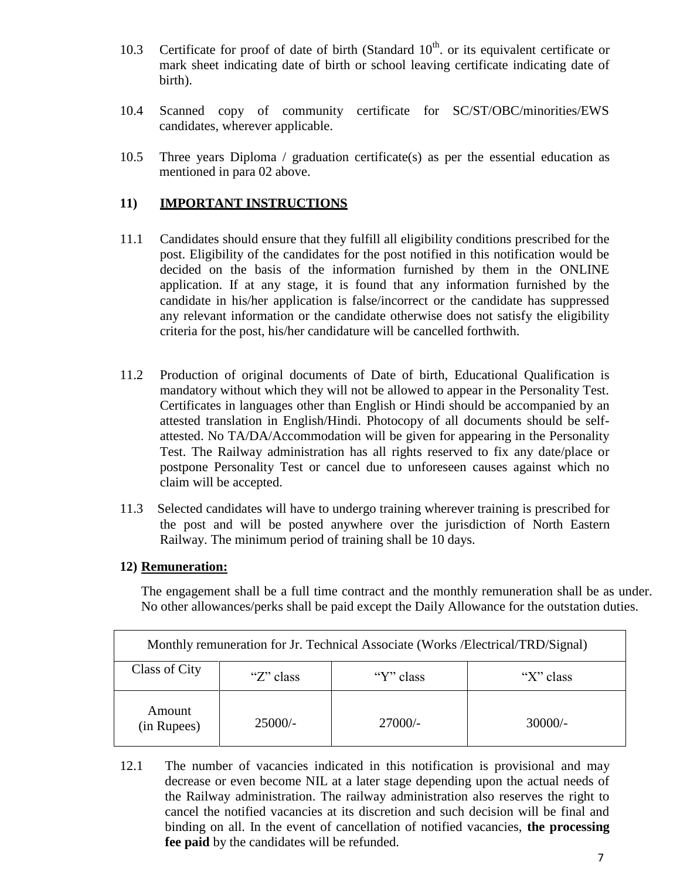10.3 Certificate for proof of date of birth (Standard $10^{th}$. or its equivalent certificate or mark sheet indicating date of birth or school leaving certificate indicating date of birth).

10.4 Scanned copy of community certificate for SC/ST/OBC/minorities/EWS candidates, wherever applicable.

10.5 Three years Diploma / graduation certificate(s) as per the essential education as mentioned in para 02 above.

## 11) IMPORTANT INSTRUCTIONS

11.1 Candidates should ensure that they fulfill all eligibility conditions prescribed for the post. Eligibility of the candidates for the post notified in this notification would be decided on the basis of the information furnished by them in the ONLINE application. If at any stage, it is found that any information furnished by the candidate in his/her application is false/incorrect or the candidate has suppressed any relevant information or the candidate otherwise does not satisfy the eligibility criteria for the post, his/her candidature will be cancelled forthwith.

11.2 Production of original documents of Date of birth, Educational Qualification is mandatory without which they will not be allowed to appear in the Personality Test. Certificates in languages other than English or Hindi should be accompanied by an attested translation in English/Hindi. Photocopy of all documents should be self-attested. No TA/DA/Accommodation will be given for appearing in the Personality Test. The Railway administration has all rights reserved to fix any date/place or postpone Personality Test or cancel due to unforeseen causes against which no claim will be accepted.

11.3 Selected candidates will have to undergo training wherever training is prescribed for the post and will be posted anywhere over the jurisdiction of North Eastern Railway. The minimum period of training shall be 10 days.

## 12) Remuneration:

The engagement shall be a full time contract and the monthly remuneration shall be as under. No other allowances/perks shall be paid except the Daily Allowance for the outstation duties.

| Monthly remuneration for Jr. Technical Associate (Works /Electrical/TRD/Signal) | | | |
|---|---|---|---|
| Class of City | "Z" class | "Y" class | "X" class |
| Amount (in Rupees) | 25000/- | 27000/- | 30000/- |

12.1 The number of vacancies indicated in this notification is provisional and may decrease or even become NIL at a later stage depending upon the actual needs of the Railway administration. The railway administration also reserves the right to cancel the notified vacancies at its discretion and such decision will be final and binding on all. In the event of cancellation of notified vacancies, **the processing fee paid** by the candidates will be refunded.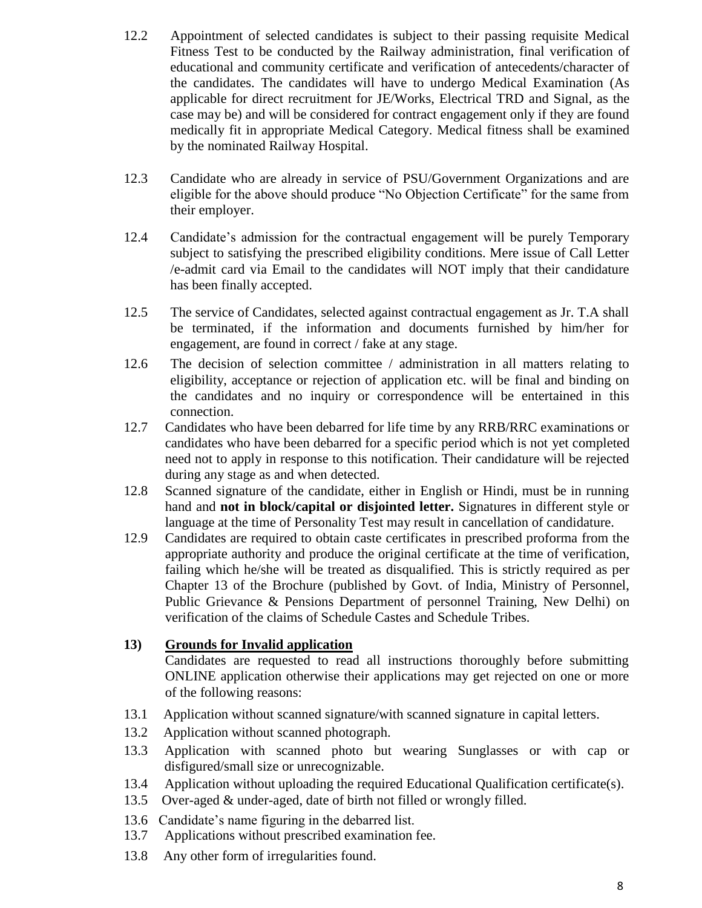12.2 Appointment of selected candidates is subject to their passing requisite Medical Fitness Test to be conducted by the Railway administration, final verification of educational and community certificate and verification of antecedents/character of the candidates. The candidates will have to undergo Medical Examination (As applicable for direct recruitment for JE/Works, Electrical TRD and Signal, as the case may be) and will be considered for contract engagement only if they are found medically fit in appropriate Medical Category. Medical fitness shall be examined by the nominated Railway Hospital.

12.3 Candidate who are already in service of PSU/Government Organizations and are eligible for the above should produce "No Objection Certificate" for the same from their employer.

12.4 Candidate's admission for the contractual engagement will be purely Temporary subject to satisfying the prescribed eligibility conditions. Mere issue of Call Letter /e-admit card via Email to the candidates will NOT imply that their candidature has been finally accepted.

12.5 The service of Candidates, selected against contractual engagement as Jr. T.A shall be terminated, if the information and documents furnished by him/her for engagement, are found in correct / fake at any stage.

12.6 The decision of selection committee / administration in all matters relating to eligibility, acceptance or rejection of application etc. will be final and binding on the candidates and no inquiry or correspondence will be entertained in this connection.

12.7 Candidates who have been debarred for life time by any RRB/RRC examinations or candidates who have been debarred for a specific period which is not yet completed need not to apply in response to this notification. Their candidature will be rejected during any stage as and when detected.

12.8 Scanned signature of the candidate, either in English or Hindi, must be in running hand and **not in block/capital or disjointed letter.** Signatures in different style or language at the time of Personality Test may result in cancellation of candidature.

12.9 Candidates are required to obtain caste certificates in prescribed proforma from the appropriate authority and produce the original certificate at the time of verification, failing which he/she will be treated as disqualified. This is strictly required as per Chapter 13 of the Brochure (published by Govt. of India, Ministry of Personnel, Public Grievance & Pensions Department of personnel Training, New Delhi) on verification of the claims of Schedule Castes and Schedule Tribes.

## 13) <u>Grounds for Invalid application</u>

Candidates are requested to read all instructions thoroughly before submitting ONLINE application otherwise their applications may get rejected on one or more of the following reasons:

13.1 Application without scanned signature/with scanned signature in capital letters.

13.2 Application without scanned photograph.

13.3 Application with scanned photo but wearing Sunglasses or with cap or disfigured/small size or unrecognizable.

13.4 Application without uploading the required Educational Qualification certificate(s).

13.5 Over-aged & under-aged, date of birth not filled or wrongly filled.

13.6 Candidate's name figuring in the debarred list.

13.7 Applications without prescribed examination fee.

13.8 Any other form of irregularities found.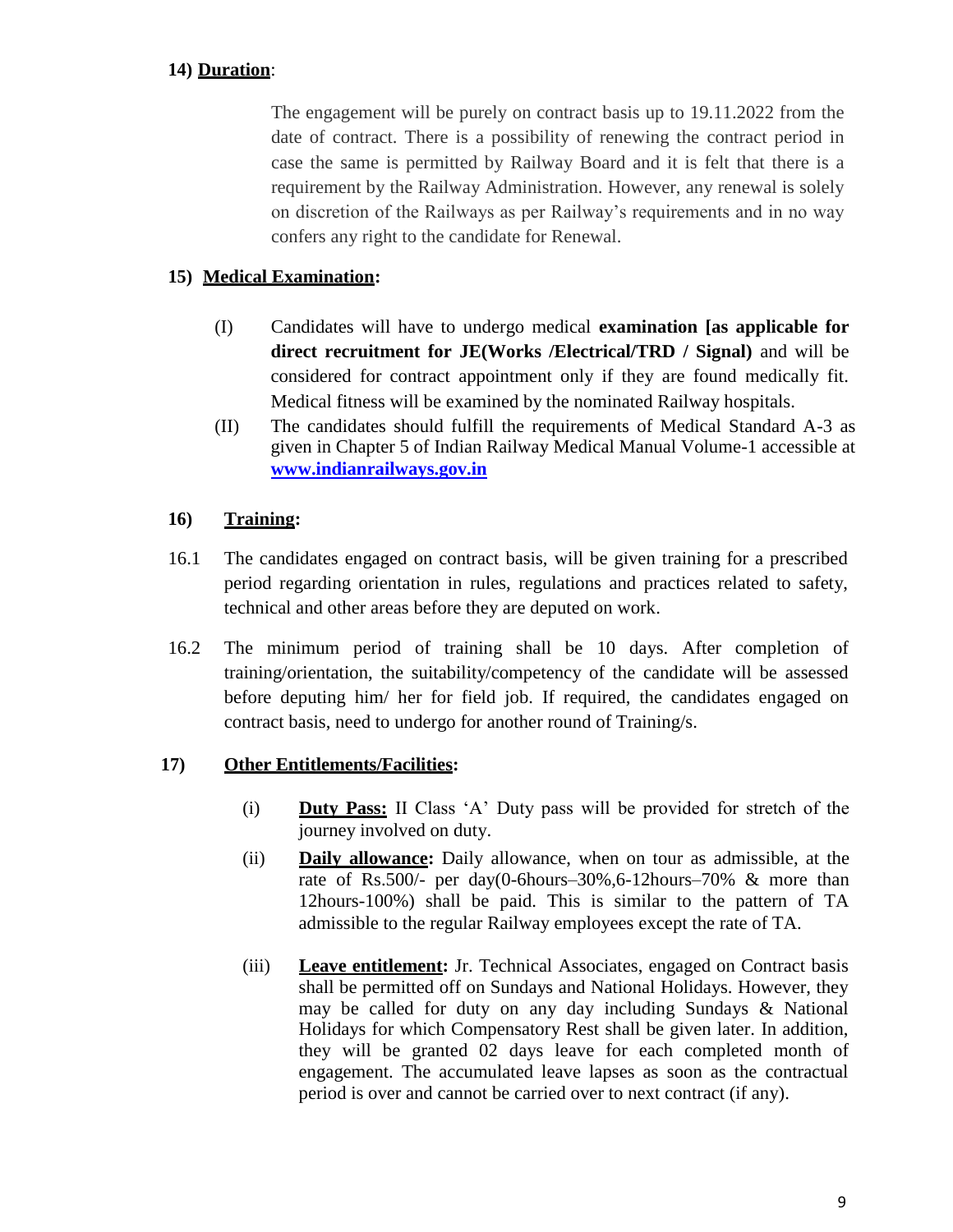**14) <u>Duration</u>**:

The engagement will be purely on contract basis up to 19.11.2022 from the date of contract. There is a possibility of renewing the contract period in case the same is permitted by Railway Board and it is felt that there is a requirement by the Railway Administration. However, any renewal is solely on discretion of the Railways as per Railway's requirements and in no way confers any right to the candidate for Renewal.

**15) <u>Medical Examination</u>:**

(I) Candidates will have to undergo medical **examination [as applicable for direct recruitment for JE(Works /Electrical/TRD / Signal)** and will be considered for contract appointment only if they are found medically fit. Medical fitness will be examined by the nominated Railway hospitals.

(II) The candidates should fulfill the requirements of Medical Standard A-3 as given in Chapter 5 of Indian Railway Medical Manual Volume-1 accessible at **[www.indianrailways.gov.in](http://www.indianrailways.gov.in)**

**16) <u>Training</u>:**

16.1 The candidates engaged on contract basis, will be given training for a prescribed period regarding orientation in rules, regulations and practices related to safety, technical and other areas before they are deputed on work.

16.2 The minimum period of training shall be 10 days. After completion of training/orientation, the suitability/competency of the candidate will be assessed before deputing him/ her for field job. If required, the candidates engaged on contract basis, need to undergo for another round of Training/s.

**17) <u>Other Entitlements/Facilities</u>:**

(i) **<u>Duty Pass:</u>** II Class 'A' Duty pass will be provided for stretch of the journey involved on duty.

(ii) **<u>Daily allowance</u>:** Daily allowance, when on tour as admissible, at the rate of Rs.500/- per day(0-6hours–30%,6-12hours–70% & more than 12hours-100%) shall be paid. This is similar to the pattern of TA admissible to the regular Railway employees except the rate of TA.

(iii) **<u>Leave entitlement</u>:** Jr. Technical Associates, engaged on Contract basis shall be permitted off on Sundays and National Holidays. However, they may be called for duty on any day including Sundays & National Holidays for which Compensatory Rest shall be given later. In addition, they will be granted 02 days leave for each completed month of engagement. The accumulated leave lapses as soon as the contractual period is over and cannot be carried over to next contract (if any).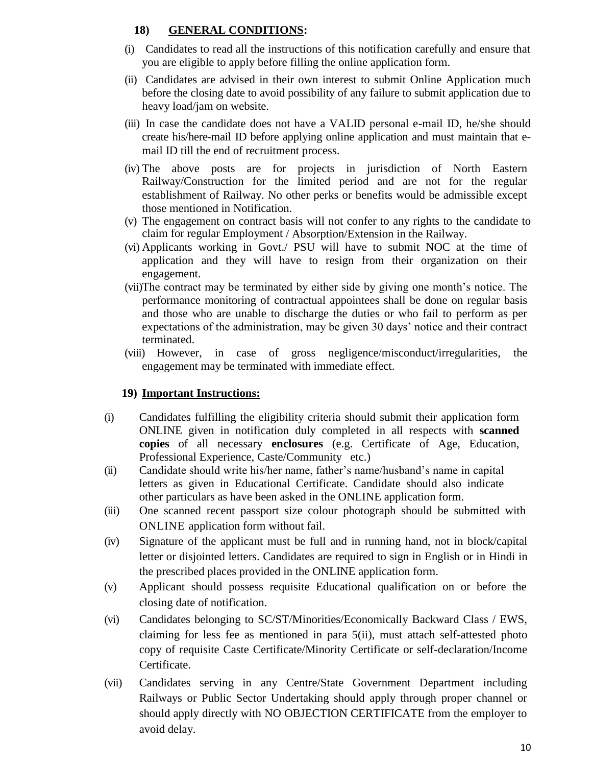**18) GENERAL CONDITIONS:**

(i) Candidates to read all the instructions of this notification carefully and ensure that you are eligible to apply before filling the online application form.

(ii) Candidates are advised in their own interest to submit Online Application much before the closing date to avoid possibility of any failure to submit application due to heavy load/jam on website.

(iii) In case the candidate does not have a VALID personal e-mail ID, he/she should create his/here-mail ID before applying online application and must maintain that e-mail ID till the end of recruitment process.

(iv) The above posts are for projects in jurisdiction of North Eastern Railway/Construction for the limited period and are not for the regular establishment of Railway. No other perks or benefits would be admissible except those mentioned in Notification.

(v) The engagement on contract basis will not confer to any rights to the candidate to claim for regular Employment / Absorption/Extension in the Railway.

(vi) Applicants working in Govt./ PSU will have to submit NOC at the time of application and they will have to resign from their organization on their engagement.

(vii) The contract may be terminated by either side by giving one month's notice. The performance monitoring of contractual appointees shall be done on regular basis and those who are unable to discharge the duties or who fail to perform as per expectations of the administration, may be given 30 days' notice and their contract terminated.

(viii) However, in case of gross negligence/misconduct/irregularities, the engagement may be terminated with immediate effect.

**19) Important Instructions:**

(i) Candidates fulfilling the eligibility criteria should submit their application form ONLINE given in notification duly completed in all respects with **scanned copies** of all necessary **enclosures** (e.g. Certificate of Age, Education, Professional Experience, Caste/Community etc.)

(ii) Candidate should write his/her name, father's name/husband's name in capital letters as given in Educational Certificate. Candidate should also indicate other particulars as have been asked in the ONLINE application form.

(iii) One scanned recent passport size colour photograph should be submitted with ONLINE application form without fail.

(iv) Signature of the applicant must be full and in running hand, not in block/capital letter or disjointed letters. Candidates are required to sign in English or in Hindi in the prescribed places provided in the ONLINE application form.

(v) Applicant should possess requisite Educational qualification on or before the closing date of notification.

(vi) Candidates belonging to SC/ST/Minorities/Economically Backward Class / EWS, claiming for less fee as mentioned in para 5(ii), must attach self-attested photo copy of requisite Caste Certificate/Minority Certificate or self-declaration/Income Certificate.

(vii) Candidates serving in any Centre/State Government Department including Railways or Public Sector Undertaking should apply through proper channel or should apply directly with NO OBJECTION CERTIFICATE from the employer to avoid delay.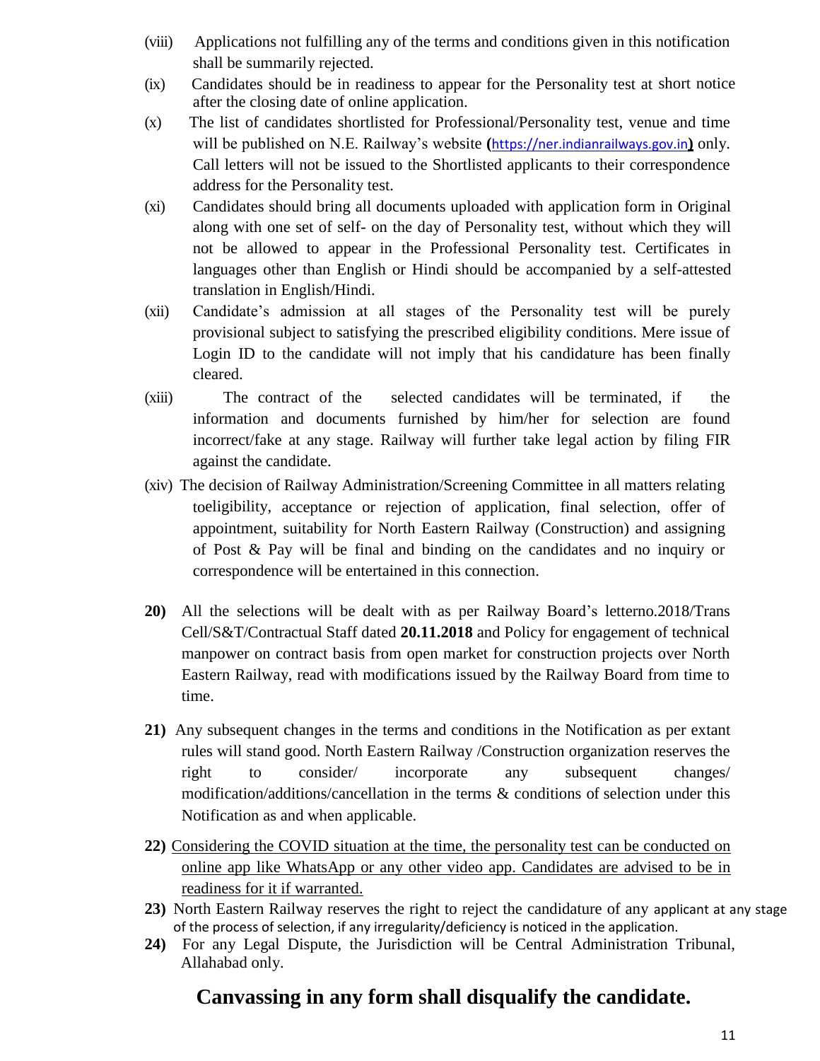(viii) Applications not fulfilling any of the terms and conditions given in this notification shall be summarily rejected.

(ix) Candidates should be in readiness to appear for the Personality test at short notice after the closing date of online application.

(x) The list of candidates shortlisted for Professional/Personality test, venue and time will be published on N.E. Railway's website **(**https://ner.indianrailways.gov.in**)** only. Call letters will not be issued to the Shortlisted applicants to their correspondence address for the Personality test.

(xi) Candidates should bring all documents uploaded with application form in Original along with one set of self- on the day of Personality test, without which they will not be allowed to appear in the Professional Personality test. Certificates in languages other than English or Hindi should be accompanied by a self-attested translation in English/Hindi.

(xii) Candidate's admission at all stages of the Personality test will be purely provisional subject to satisfying the prescribed eligibility conditions. Mere issue of Login ID to the candidate will not imply that his candidature has been finally cleared.

(xiii) The contract of the selected candidates will be terminated, if the information and documents furnished by him/her for selection are found incorrect/fake at any stage. Railway will further take legal action by filing FIR against the candidate.

(xiv) The decision of Railway Administration/Screening Committee in all matters relating toeligibility, acceptance or rejection of application, final selection, offer of appointment, suitability for North Eastern Railway (Construction) and assigning of Post & Pay will be final and binding on the candidates and no inquiry or correspondence will be entertained in this connection.

**20)** All the selections will be dealt with as per Railway Board's letterno.2018/Trans Cell/S&T/Contractual Staff dated **20.11.2018** and Policy for engagement of technical manpower on contract basis from open market for construction projects over North Eastern Railway, read with modifications issued by the Railway Board from time to time.

**21)** Any subsequent changes in the terms and conditions in the Notification as per extant rules will stand good. North Eastern Railway /Construction organization reserves the right to consider/ incorporate any subsequent changes/ modification/additions/cancellation in the terms & conditions of selection under this Notification as and when applicable.

**22)** Considering the COVID situation at the time, the personality test can be conducted on online app like WhatsApp or any other video app. Candidates are advised to be in readiness for it if warranted.

**23)** North Eastern Railway reserves the right to reject the candidature of any applicant at any stage of the process of selection, if any irregularity/deficiency is noticed in the application.

**24)** For any Legal Dispute, the Jurisdiction will be Central Administration Tribunal, Allahabad only.

## Canvassing in any form shall disqualify the candidate.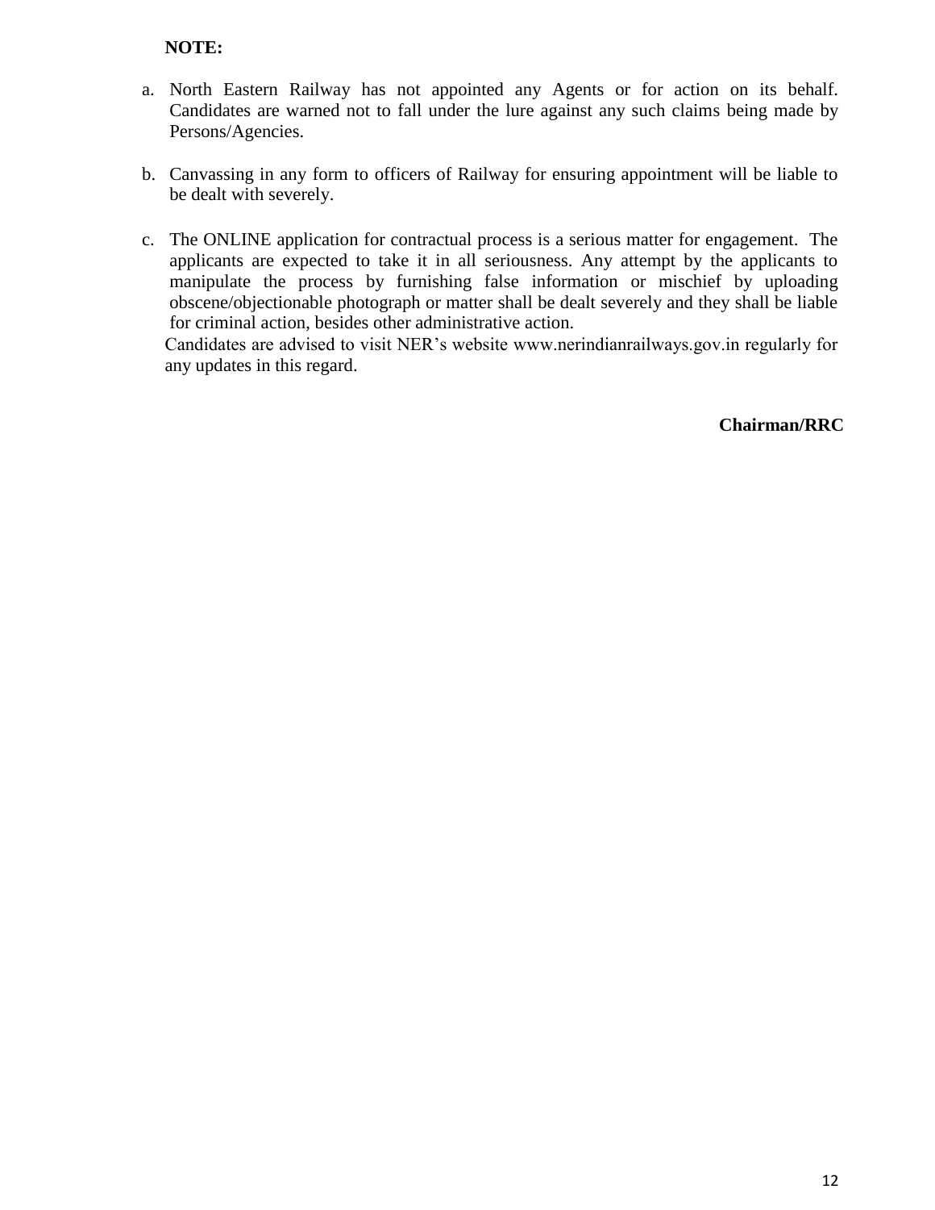**NOTE:**

a. North Eastern Railway has not appointed any Agents or for action on its behalf. Candidates are warned not to fall under the lure against any such claims being made by Persons/Agencies.

b. Canvassing in any form to officers of Railway for ensuring appointment will be liable to be dealt with severely.

c. The ONLINE application for contractual process is a serious matter for engagement. The applicants are expected to take it in all seriousness. Any attempt by the applicants to manipulate the process by furnishing false information or mischief by uploading obscene/objectionable photograph or matter shall be dealt severely and they shall be liable for criminal action, besides other administrative action.

Candidates are advised to visit NER's website www.nerindianrailways.gov.in regularly for any updates in this regard.

**Chairman/RRC**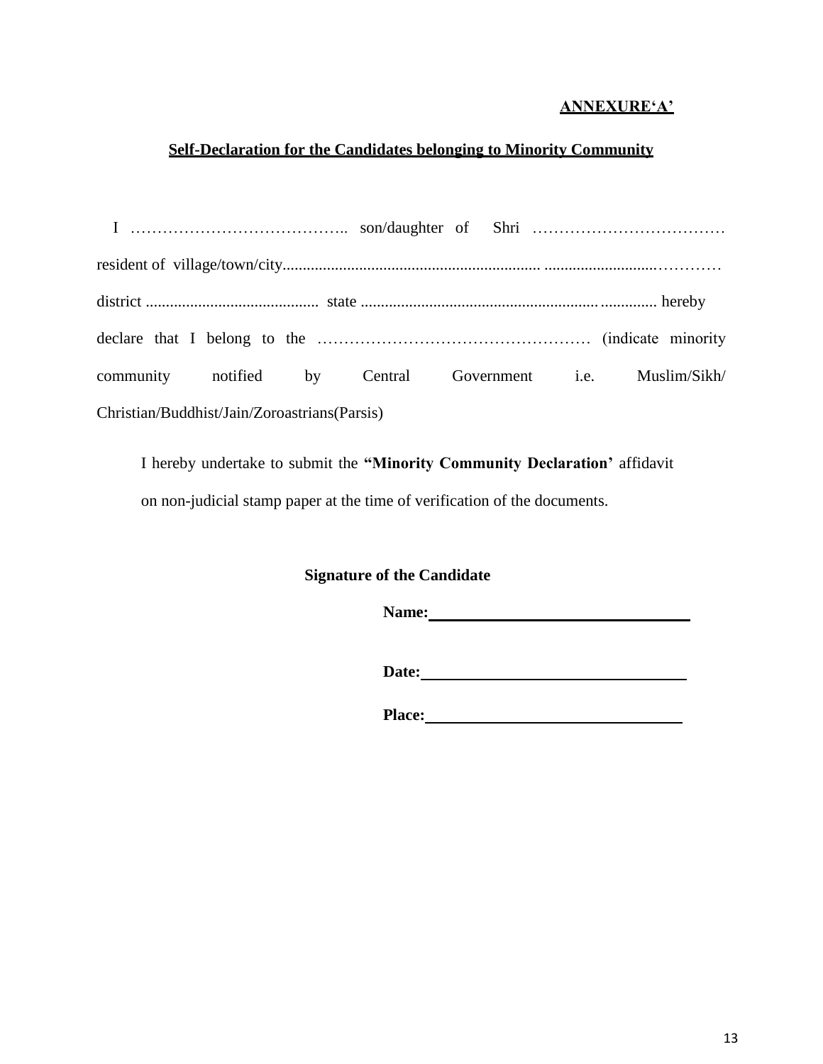**ANNEXURE'A'**

**Self-Declaration for the Candidates belonging to Minority Community**

I ………………………………….. son/daughter of Shri ……………………………… resident of village/town/city............................................................... ...........................………… district .......................................... state ......................................................... .............. hereby declare that I belong to the …………………………………………… (indicate minority community notified by Central Government i.e. Muslim/Sikh/ Christian/Buddhist/Jain/Zoroastrians(Parsis)

I hereby undertake to submit the **"Minority Community Declaration'** affidavit on non-judicial stamp paper at the time of verification of the documents.

**Signature of the Candidate**

**Name:**\_\_\_\_\_\_\_\_\_\_\_\_\_\_\_\_\_\_\_\_\_\_\_\_\_\_\_\_\_\_

**Date:**\_\_\_\_\_\_\_\_\_\_\_\_\_\_\_\_\_\_\_\_\_\_\_\_\_\_\_\_\_\_

**Place:**\_\_\_\_\_\_\_\_\_\_\_\_\_\_\_\_\_\_\_\_\_\_\_\_\_\_\_\_\_\_